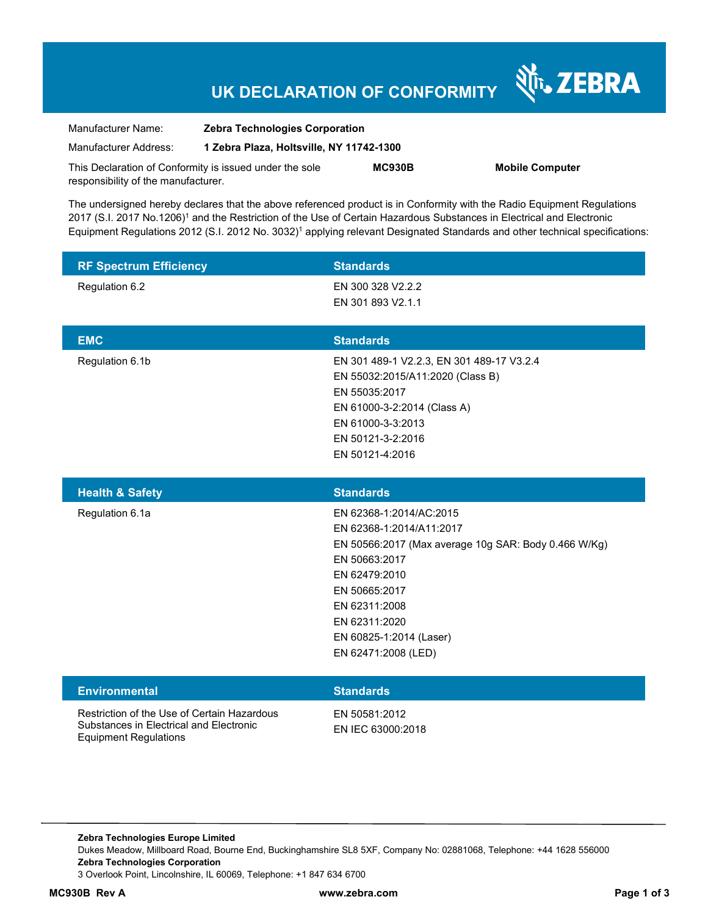# UK DECLARATION OF CONFORMITY

ZEBRA

Manufacturer Name: **Zebra Technologies Corporation**

Manufacturer Address: **1 Zebra Plaza, Holtsville, NY 11742-1300**

This Declaration of Conformity is issued under the sole responsibility of the manufacturer. **MC930B** **Mobile Computer**

The undersigned hereby declares that the above referenced product is in Conformity with the Radio Equipment Regulations 2017 (S.I. 2017 No.1206)[1] and the Restriction of the Use of Certain Hazardous Substances in Electrical and Electronic Equipment Regulations 2012 (S.I. 2012 No. 3032)[1] applying relevant Designated Standards and other technical specifications:

| RF Spectrum Efficiency | Standards |
|---|---|
| Regulation 6.2 | EN 300 328 V2.2.2<br>EN 301 893 V2.1.1 |

| EMC | Standards |
|---|---|
| Regulation 6.1b | EN 301 489-1 V2.2.3, EN 301 489-17 V3.2.4<br>EN 55032:2015/A11:2020 (Class B)<br>EN 55035:2017<br>EN 61000-3-2:2014 (Class A)<br>EN 61000-3-3:2013<br>EN 50121-3-2:2016<br>EN 50121-4:2016 |

| Health & Safety | Standards |
|---|---|
| Regulation 6.1a | EN 62368-1:2014/AC:2015<br>EN 62368-1:2014/A11:2017<br>EN 50566:2017 (Max average 10g SAR: Body 0.466 W/Kg)<br>EN 50663:2017<br>EN 62479:2010<br>EN 50665:2017<br>EN 62311:2008<br>EN 62311:2020<br>EN 60825-1:2014 (Laser)<br>EN 62471:2008 (LED) |

| Environmental | Standards |
|---|---|
| Restriction of the Use of Certain Hazardous Substances in Electrical and Electronic Equipment Regulations | EN 50581:2012<br>EN IEC 63000:2018 |

**Zebra Technologies Europe Limited**
Dukes Meadow, Millboard Road, Bourne End, Buckinghamshire SL8 5XF, Company No: 02881068, Telephone: +44 1628 556000
**Zebra Technologies Corporation**
3 Overlook Point, Lincolnshire, IL 60069, Telephone: +1 847 634 6700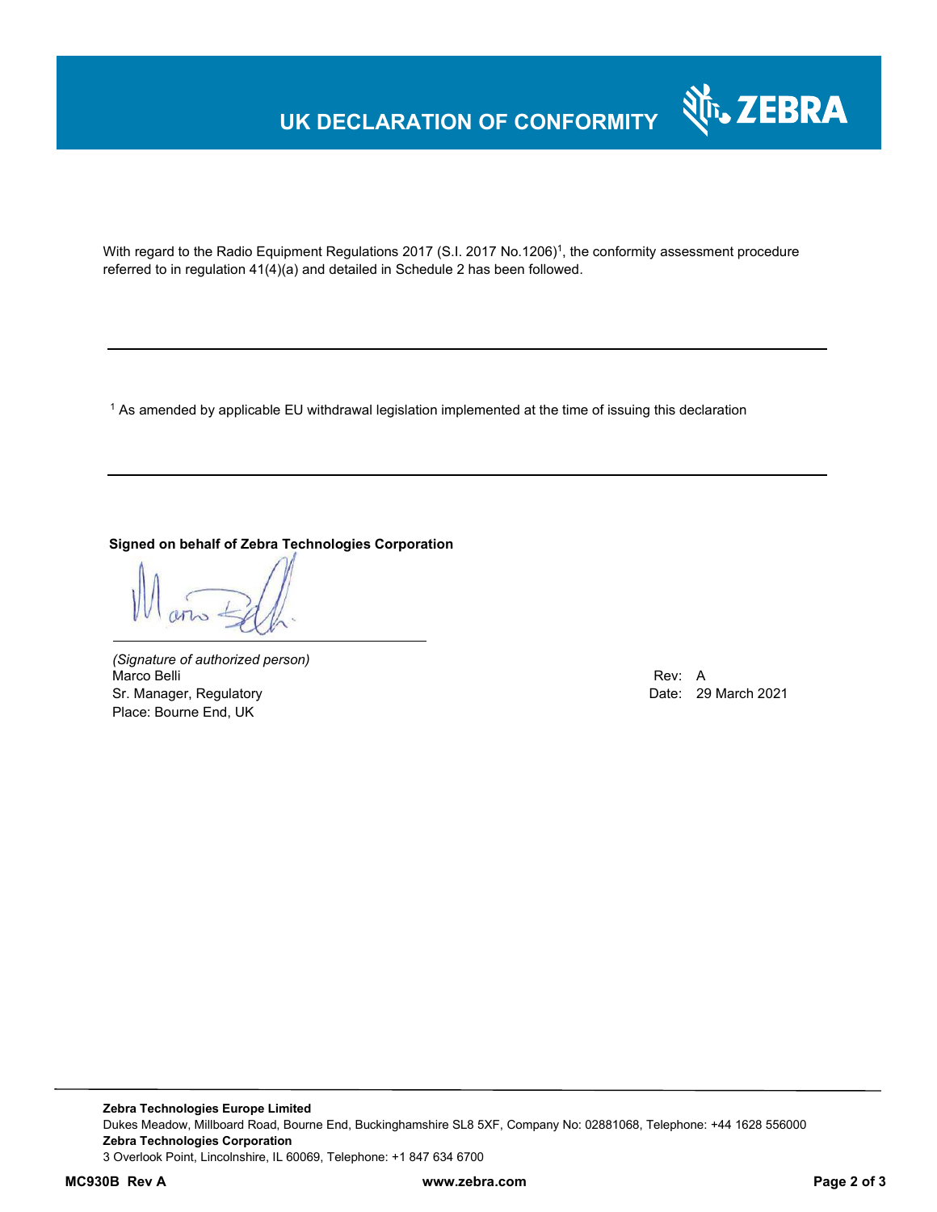# UK DECLARATION OF CONFORMITY

With regard to the Radio Equipment Regulations 2017 (S.I. 2017 No.1206)[1], the conformity assessment procedure referred to in regulation 41(4)(a) and detailed in Schedule 2 has been followed.

---

[1] As amended by applicable EU withdrawal legislation implemented at the time of issuing this declaration

---

**Signed on behalf of Zebra Technologies Corporation**

*(Signature of authorized person)*
Marco Belli
Sr. Manager, Regulatory
Place: Bourne End, UK

Rev: A
Date: 29 March 2021

**Zebra Technologies Europe Limited**
Dukes Meadow, Millboard Road, Bourne End, Buckinghamshire SL8 5XF, Company No: 02881068, Telephone: +44 1628 556000
**Zebra Technologies Corporation**
3 Overlook Point, Lincolnshire, IL 60069, Telephone: +1 847 634 6700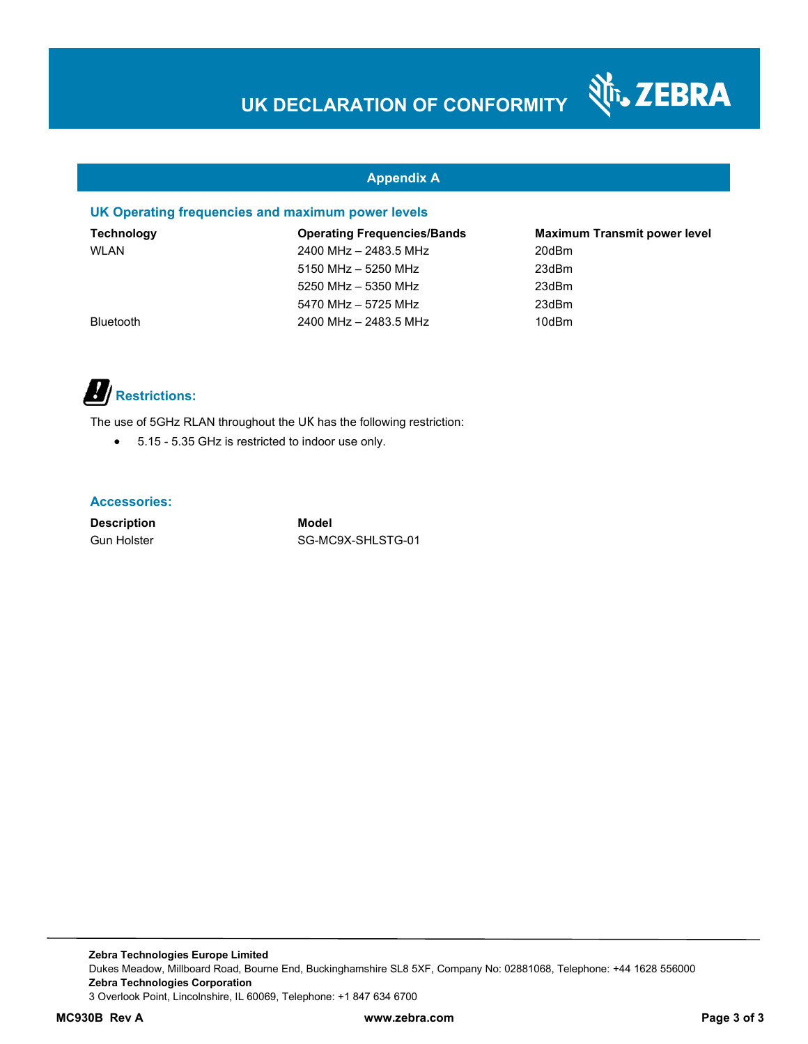# UK DECLARATION OF CONFORMITY

## Appendix A

### UK Operating frequencies and maximum power levels

| Technology | Operating Frequencies/Bands | Maximum Transmit power level |
|---|---|---|
| WLAN | 2400 MHz – 2483.5 MHz | 20dBm |
| | 5150 MHz – 5250 MHz | 23dBm |
| | 5250 MHz – 5350 MHz | 23dBm |
| | 5470 MHz – 5725 MHz | 23dBm |
| Bluetooth | 2400 MHz – 2483.5 MHz | 10dBm |

### Restrictions:

The use of 5GHz RLAN throughout the UK has the following restriction:

- 5.15 - 5.35 GHz is restricted to indoor use only.

### Accessories:

| Description | Model |
|---|---|
| Gun Holster | SG-MC9X-SHLSTG-01 |

**Zebra Technologies Europe Limited**
Dukes Meadow, Millboard Road, Bourne End, Buckinghamshire SL8 5XF, Company No: 02881068, Telephone: +44 1628 556000
**Zebra Technologies Corporation**
3 Overlook Point, Lincolnshire, IL 60069, Telephone: +1 847 634 6700

**MC930B Rev A** **www.zebra.com**